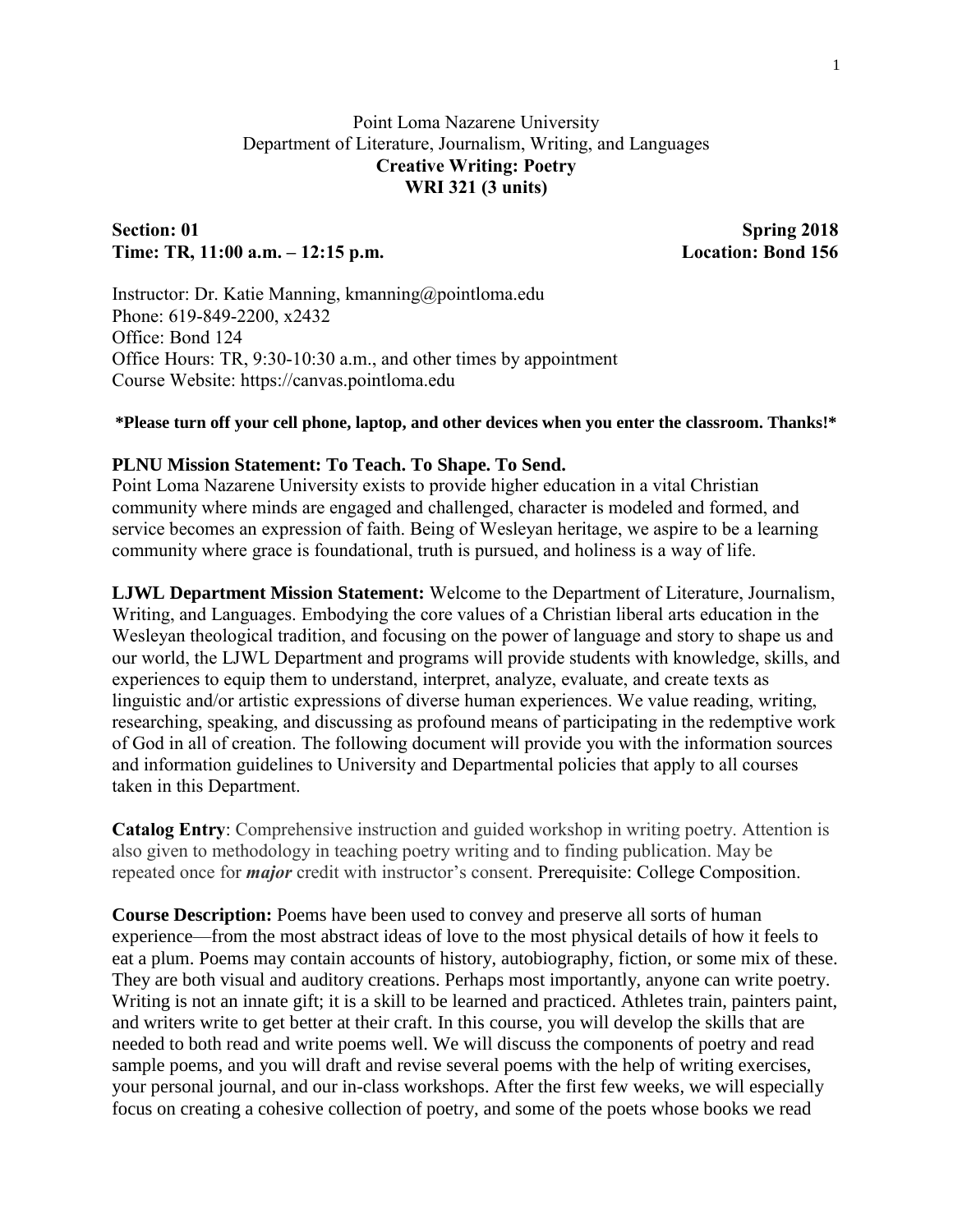Point Loma Nazarene University
Department of Literature, Journalism, Writing, and Languages

# Creative Writing: Poetry
# WRI 321 (3 units)

**Section: 01** **Spring 2018**
**Time: TR, 11:00 a.m. – 12:15 p.m.** **Location: Bond 156**

Instructor: Dr. Katie Manning, kmanning@pointloma.edu
Phone: 619-849-2200, x2432
Office: Bond 124
Office Hours: TR, 9:30-10:30 a.m., and other times by appointment
Course Website: https://canvas.pointloma.edu

**\*Please turn off your cell phone, laptop, and other devices when you enter the classroom. Thanks!\***

**PLNU Mission Statement: To Teach. To Shape. To Send.**
Point Loma Nazarene University exists to provide higher education in a vital Christian community where minds are engaged and challenged, character is modeled and formed, and service becomes an expression of faith. Being of Wesleyan heritage, we aspire to be a learning community where grace is foundational, truth is pursued, and holiness is a way of life.

**LJWL Department Mission Statement:** Welcome to the Department of Literature, Journalism, Writing, and Languages. Embodying the core values of a Christian liberal arts education in the Wesleyan theological tradition, and focusing on the power of language and story to shape us and our world, the LJWL Department and programs will provide students with knowledge, skills, and experiences to equip them to understand, interpret, analyze, evaluate, and create texts as linguistic and/or artistic expressions of diverse human experiences. We value reading, writing, researching, speaking, and discussing as profound means of participating in the redemptive work of God in all of creation. The following document will provide you with the information sources and information guidelines to University and Departmental policies that apply to all courses taken in this Department.

**Catalog Entry**: Comprehensive instruction and guided workshop in writing poetry. Attention is also given to methodology in teaching poetry writing and to finding publication. May be repeated once for ***major*** credit with instructor's consent. Prerequisite: College Composition.

**Course Description:** Poems have been used to convey and preserve all sorts of human experience—from the most abstract ideas of love to the most physical details of how it feels to eat a plum. Poems may contain accounts of history, autobiography, fiction, or some mix of these. They are both visual and auditory creations. Perhaps most importantly, anyone can write poetry. Writing is not an innate gift; it is a skill to be learned and practiced. Athletes train, painters paint, and writers write to get better at their craft. In this course, you will develop the skills that are needed to both read and write poems well. We will discuss the components of poetry and read sample poems, and you will draft and revise several poems with the help of writing exercises, your personal journal, and our in-class workshops. After the first few weeks, we will especially focus on creating a cohesive collection of poetry, and some of the poets whose books we read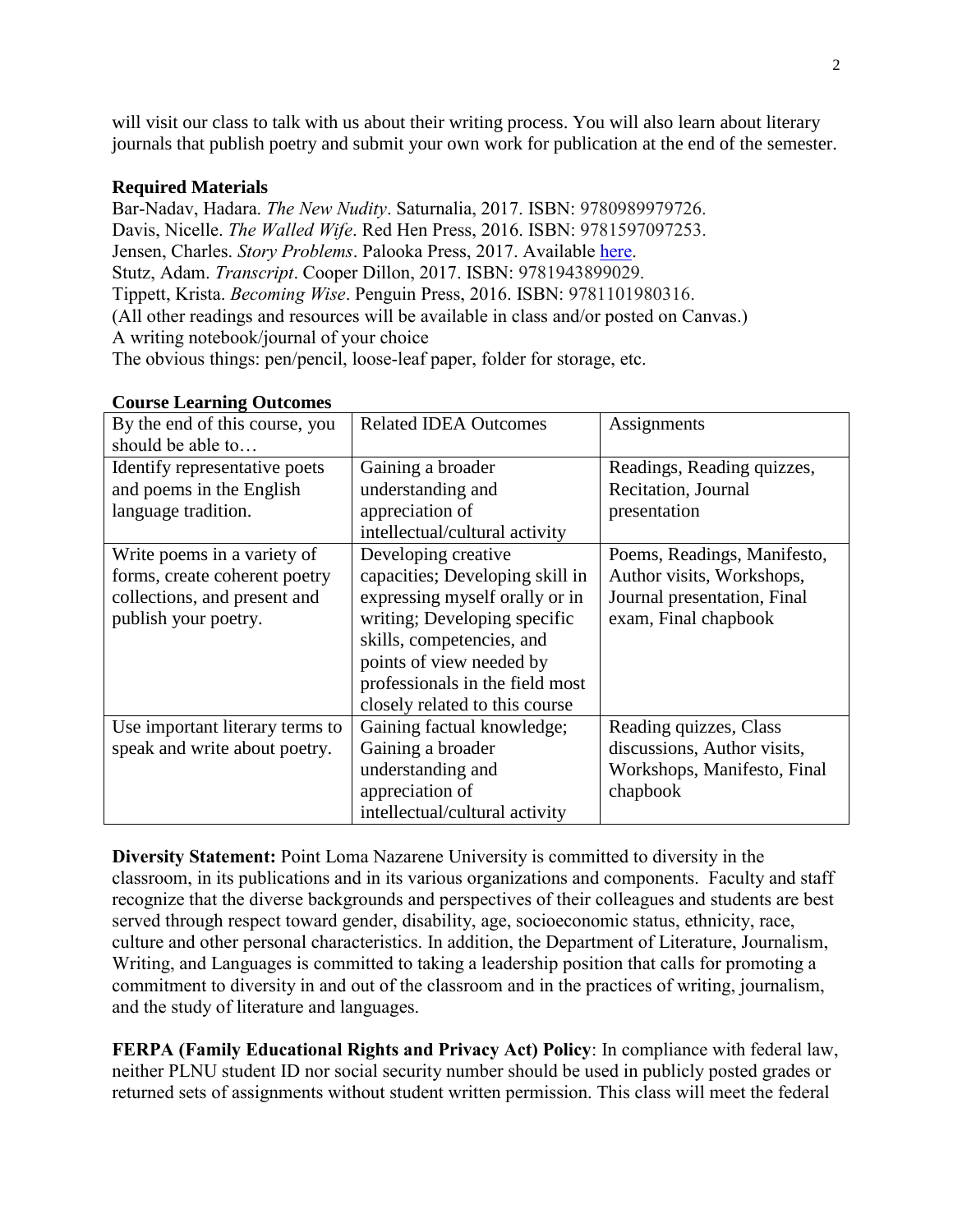will visit our class to talk with us about their writing process. You will also learn about literary journals that publish poetry and submit your own work for publication at the end of the semester.

**Required Materials**

Bar-Nadav, Hadara. *The New Nudity*. Saturnalia, 2017. ISBN: 9780989979726.
Davis, Nicelle. *The Walled Wife*. Red Hen Press, 2016. ISBN: 9781597097253.
Jensen, Charles. *Story Problems*. Palooka Press, 2017. Available [here](here).
Stutz, Adam. *Transcript*. Cooper Dillon, 2017. ISBN: 9781943899029.
Tippett, Krista. *Becoming Wise*. Penguin Press, 2016. ISBN: 9781101980316.
(All other readings and resources will be available in class and/or posted on Canvas.)
A writing notebook/journal of your choice
The obvious things: pen/pencil, loose-leaf paper, folder for storage, etc.

**Course Learning Outcomes**

| By the end of this course, you should be able to… | Related IDEA Outcomes | Assignments |
|---|---|---|
| Identify representative poets and poems in the English language tradition. | Gaining a broader understanding and appreciation of intellectual/cultural activity | Readings, Reading quizzes, Recitation, Journal presentation |
| Write poems in a variety of forms, create coherent poetry collections, and present and publish your poetry. | Developing creative capacities; Developing skill in expressing myself orally or in writing; Developing specific skills, competencies, and points of view needed by professionals in the field most closely related to this course | Poems, Readings, Manifesto, Author visits, Workshops, Journal presentation, Final exam, Final chapbook |
| Use important literary terms to speak and write about poetry. | Gaining factual knowledge; Gaining a broader understanding and appreciation of intellectual/cultural activity | Reading quizzes, Class discussions, Author visits, Workshops, Manifesto, Final chapbook |

**Diversity Statement:** Point Loma Nazarene University is committed to diversity in the classroom, in its publications and in its various organizations and components. Faculty and staff recognize that the diverse backgrounds and perspectives of their colleagues and students are best served through respect toward gender, disability, age, socioeconomic status, ethnicity, race, culture and other personal characteristics. In addition, the Department of Literature, Journalism, Writing, and Languages is committed to taking a leadership position that calls for promoting a commitment to diversity in and out of the classroom and in the practices of writing, journalism, and the study of literature and languages.

**FERPA (Family Educational Rights and Privacy Act) Policy**: In compliance with federal law, neither PLNU student ID nor social security number should be used in publicly posted grades or returned sets of assignments without student written permission. This class will meet the federal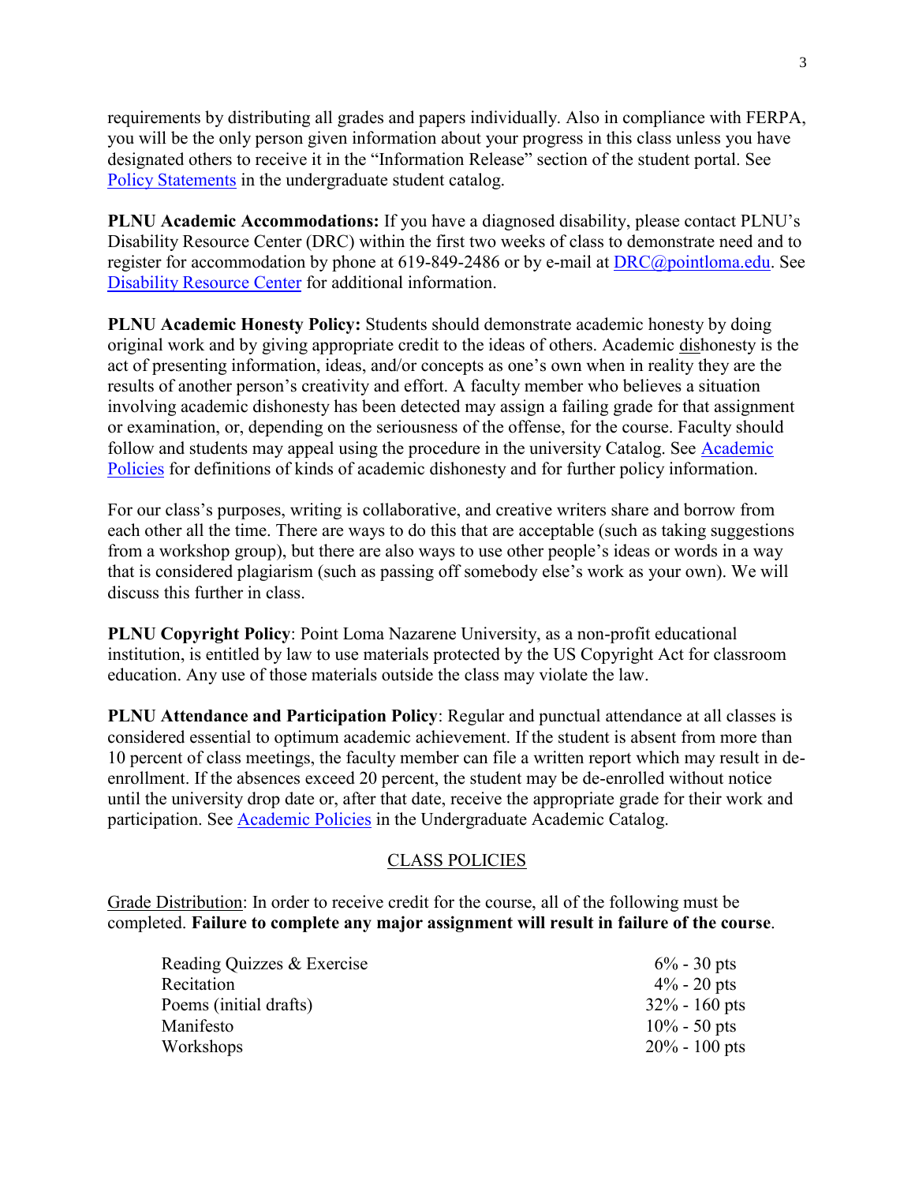requirements by distributing all grades and papers individually. Also in compliance with FERPA, you will be the only person given information about your progress in this class unless you have designated others to receive it in the "Information Release" section of the student portal. See Policy Statements in the undergraduate student catalog.

**PLNU Academic Accommodations:** If you have a diagnosed disability, please contact PLNU's Disability Resource Center (DRC) within the first two weeks of class to demonstrate need and to register for accommodation by phone at 619-849-2486 or by e-mail at DRC@pointloma.edu. See Disability Resource Center for additional information.

**PLNU Academic Honesty Policy:** Students should demonstrate academic honesty by doing original work and by giving appropriate credit to the ideas of others. Academic dishonesty is the act of presenting information, ideas, and/or concepts as one's own when in reality they are the results of another person's creativity and effort. A faculty member who believes a situation involving academic dishonesty has been detected may assign a failing grade for that assignment or examination, or, depending on the seriousness of the offense, for the course. Faculty should follow and students may appeal using the procedure in the university Catalog. See Academic Policies for definitions of kinds of academic dishonesty and for further policy information.

For our class's purposes, writing is collaborative, and creative writers share and borrow from each other all the time. There are ways to do this that are acceptable (such as taking suggestions from a workshop group), but there are also ways to use other people's ideas or words in a way that is considered plagiarism (such as passing off somebody else's work as your own). We will discuss this further in class.

**PLNU Copyright Policy**: Point Loma Nazarene University, as a non-profit educational institution, is entitled by law to use materials protected by the US Copyright Act for classroom education. Any use of those materials outside the class may violate the law.

**PLNU Attendance and Participation Policy**: Regular and punctual attendance at all classes is considered essential to optimum academic achievement. If the student is absent from more than 10 percent of class meetings, the faculty member can file a written report which may result in de-enrollment. If the absences exceed 20 percent, the student may be de-enrolled without notice until the university drop date or, after that date, receive the appropriate grade for their work and participation. See Academic Policies in the Undergraduate Academic Catalog.

## CLASS POLICIES

Grade Distribution: In order to receive credit for the course, all of the following must be completed. **Failure to complete any major assignment will result in failure of the course**.

| | |
|---|---|
| Reading Quizzes & Exercise | 6% - 30 pts |
| Recitation | 4% - 20 pts |
| Poems (initial drafts) | 32% - 160 pts |
| Manifesto | 10% - 50 pts |
| Workshops | 20% - 100 pts |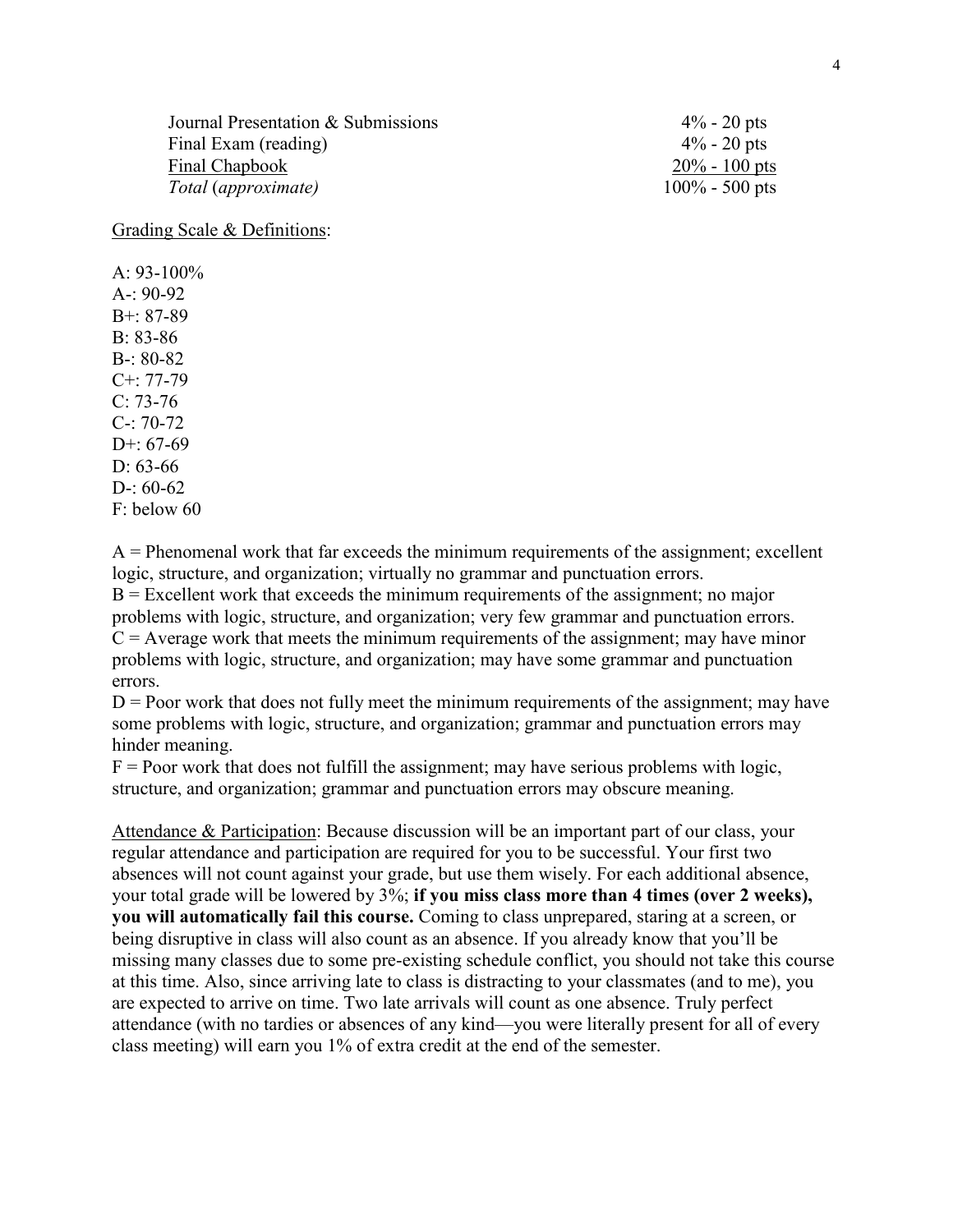| | |
|---|---|
| Journal Presentation & Submissions | 4% - 20 pts |
| Final Exam (reading) | 4% - 20 pts |
| Final Chapbook | 20% - 100 pts |
| *Total (approximate)* | 100% - 500 pts |

Grading Scale & Definitions:

A: 93-100%
A-: 90-92
B+: 87-89
B: 83-86
B-: 80-82
C+: 77-79
C: 73-76
C-: 70-72
D+: 67-69
D: 63-66
D-: 60-62
F: below 60

A = Phenomenal work that far exceeds the minimum requirements of the assignment; excellent logic, structure, and organization; virtually no grammar and punctuation errors.
B = Excellent work that exceeds the minimum requirements of the assignment; no major problems with logic, structure, and organization; very few grammar and punctuation errors.
C = Average work that meets the minimum requirements of the assignment; may have minor problems with logic, structure, and organization; may have some grammar and punctuation errors.
D = Poor work that does not fully meet the minimum requirements of the assignment; may have some problems with logic, structure, and organization; grammar and punctuation errors may hinder meaning.
F = Poor work that does not fulfill the assignment; may have serious problems with logic, structure, and organization; grammar and punctuation errors may obscure meaning.

Attendance & Participation: Because discussion will be an important part of our class, your regular attendance and participation are required for you to be successful. Your first two absences will not count against your grade, but use them wisely. For each additional absence, your total grade will be lowered by 3%; **if you miss class more than 4 times (over 2 weeks), you will automatically fail this course.** Coming to class unprepared, staring at a screen, or being disruptive in class will also count as an absence. If you already know that you'll be missing many classes due to some pre-existing schedule conflict, you should not take this course at this time. Also, since arriving late to class is distracting to your classmates (and to me), you are expected to arrive on time. Two late arrivals will count as one absence. Truly perfect attendance (with no tardies or absences of any kind—you were literally present for all of every class meeting) will earn you 1% of extra credit at the end of the semester.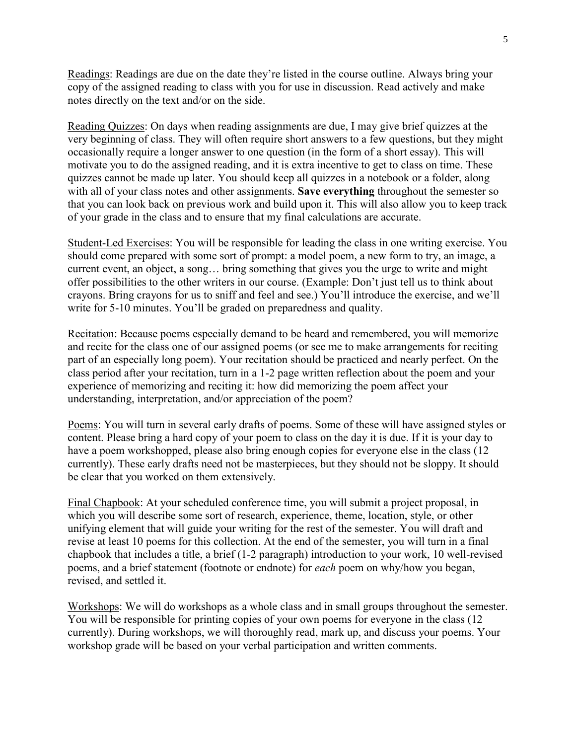Readings: Readings are due on the date they're listed in the course outline. Always bring your copy of the assigned reading to class with you for use in discussion. Read actively and make notes directly on the text and/or on the side.

Reading Quizzes: On days when reading assignments are due, I may give brief quizzes at the very beginning of class. They will often require short answers to a few questions, but they might occasionally require a longer answer to one question (in the form of a short essay). This will motivate you to do the assigned reading, and it is extra incentive to get to class on time. These quizzes cannot be made up later. You should keep all quizzes in a notebook or a folder, along with all of your class notes and other assignments. **Save everything** throughout the semester so that you can look back on previous work and build upon it. This will also allow you to keep track of your grade in the class and to ensure that my final calculations are accurate.

Student-Led Exercises: You will be responsible for leading the class in one writing exercise. You should come prepared with some sort of prompt: a model poem, a new form to try, an image, a current event, an object, a song… bring something that gives you the urge to write and might offer possibilities to the other writers in our course. (Example: Don't just tell us to think about crayons. Bring crayons for us to sniff and feel and see.) You'll introduce the exercise, and we'll write for 5-10 minutes. You'll be graded on preparedness and quality.

Recitation: Because poems especially demand to be heard and remembered, you will memorize and recite for the class one of our assigned poems (or see me to make arrangements for reciting part of an especially long poem). Your recitation should be practiced and nearly perfect. On the class period after your recitation, turn in a 1-2 page written reflection about the poem and your experience of memorizing and reciting it: how did memorizing the poem affect your understanding, interpretation, and/or appreciation of the poem?

Poems: You will turn in several early drafts of poems. Some of these will have assigned styles or content. Please bring a hard copy of your poem to class on the day it is due. If it is your day to have a poem workshopped, please also bring enough copies for everyone else in the class (12 currently). These early drafts need not be masterpieces, but they should not be sloppy. It should be clear that you worked on them extensively.

Final Chapbook: At your scheduled conference time, you will submit a project proposal, in which you will describe some sort of research, experience, theme, location, style, or other unifying element that will guide your writing for the rest of the semester. You will draft and revise at least 10 poems for this collection. At the end of the semester, you will turn in a final chapbook that includes a title, a brief (1-2 paragraph) introduction to your work, 10 well-revised poems, and a brief statement (footnote or endnote) for *each* poem on why/how you began, revised, and settled it.

Workshops: We will do workshops as a whole class and in small groups throughout the semester. You will be responsible for printing copies of your own poems for everyone in the class (12 currently). During workshops, we will thoroughly read, mark up, and discuss your poems. Your workshop grade will be based on your verbal participation and written comments.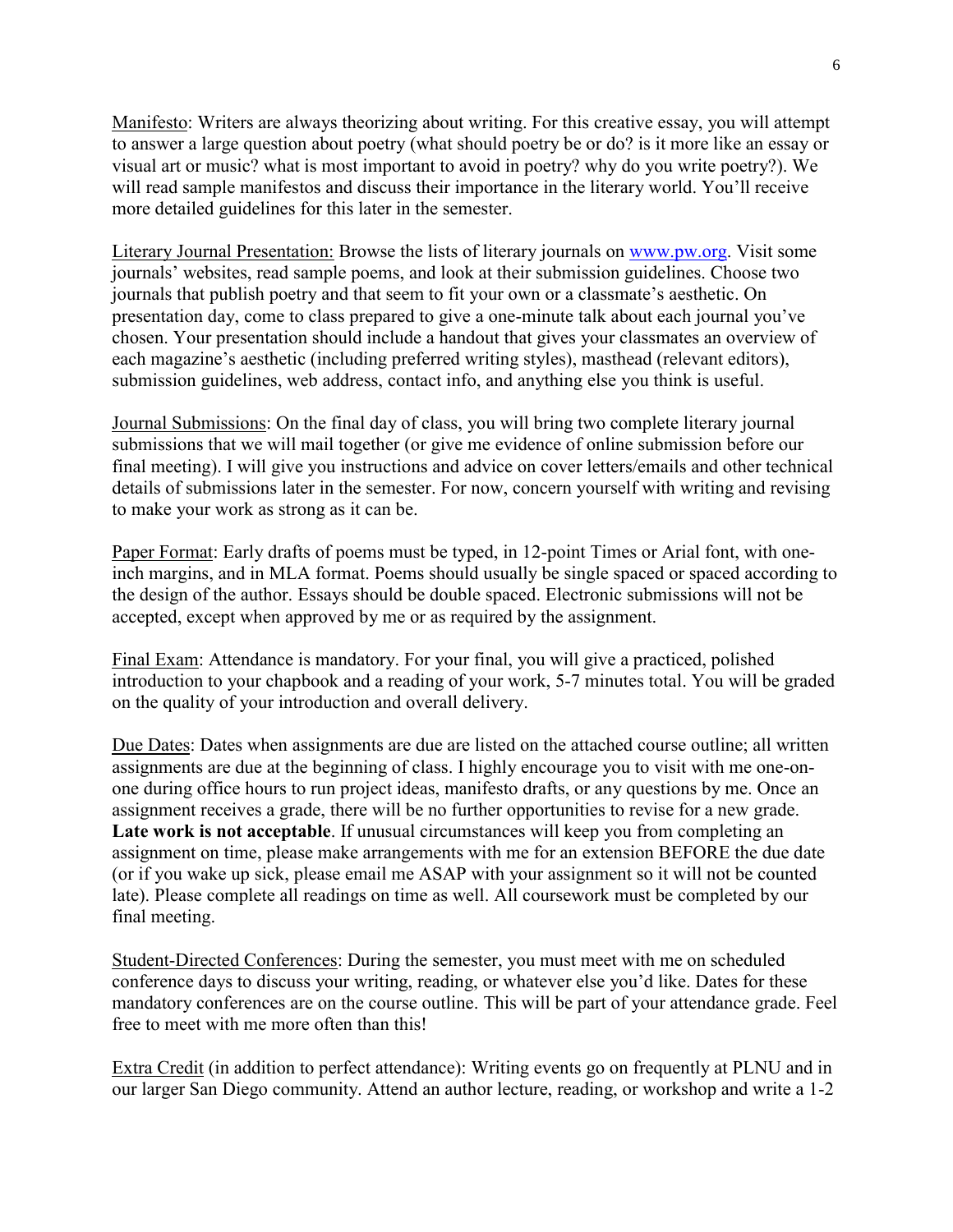Manifesto: Writers are always theorizing about writing. For this creative essay, you will attempt to answer a large question about poetry (what should poetry be or do? is it more like an essay or visual art or music? what is most important to avoid in poetry? why do you write poetry?). We will read sample manifestos and discuss their importance in the literary world. You'll receive more detailed guidelines for this later in the semester.

Literary Journal Presentation: Browse the lists of literary journals on www.pw.org. Visit some journals' websites, read sample poems, and look at their submission guidelines. Choose two journals that publish poetry and that seem to fit your own or a classmate's aesthetic. On presentation day, come to class prepared to give a one-minute talk about each journal you've chosen. Your presentation should include a handout that gives your classmates an overview of each magazine's aesthetic (including preferred writing styles), masthead (relevant editors), submission guidelines, web address, contact info, and anything else you think is useful.

Journal Submissions: On the final day of class, you will bring two complete literary journal submissions that we will mail together (or give me evidence of online submission before our final meeting). I will give you instructions and advice on cover letters/emails and other technical details of submissions later in the semester. For now, concern yourself with writing and revising to make your work as strong as it can be.

Paper Format: Early drafts of poems must be typed, in 12-point Times or Arial font, with one-inch margins, and in MLA format. Poems should usually be single spaced or spaced according to the design of the author. Essays should be double spaced. Electronic submissions will not be accepted, except when approved by me or as required by the assignment.

Final Exam: Attendance is mandatory. For your final, you will give a practiced, polished introduction to your chapbook and a reading of your work, 5-7 minutes total. You will be graded on the quality of your introduction and overall delivery.

Due Dates: Dates when assignments are due are listed on the attached course outline; all written assignments are due at the beginning of class. I highly encourage you to visit with me one-on-one during office hours to run project ideas, manifesto drafts, or any questions by me. Once an assignment receives a grade, there will be no further opportunities to revise for a new grade. **Late work is not acceptable**. If unusual circumstances will keep you from completing an assignment on time, please make arrangements with me for an extension BEFORE the due date (or if you wake up sick, please email me ASAP with your assignment so it will not be counted late). Please complete all readings on time as well. All coursework must be completed by our final meeting.

Student-Directed Conferences: During the semester, you must meet with me on scheduled conference days to discuss your writing, reading, or whatever else you'd like. Dates for these mandatory conferences are on the course outline. This will be part of your attendance grade. Feel free to meet with me more often than this!

Extra Credit (in addition to perfect attendance): Writing events go on frequently at PLNU and in our larger San Diego community. Attend an author lecture, reading, or workshop and write a 1-2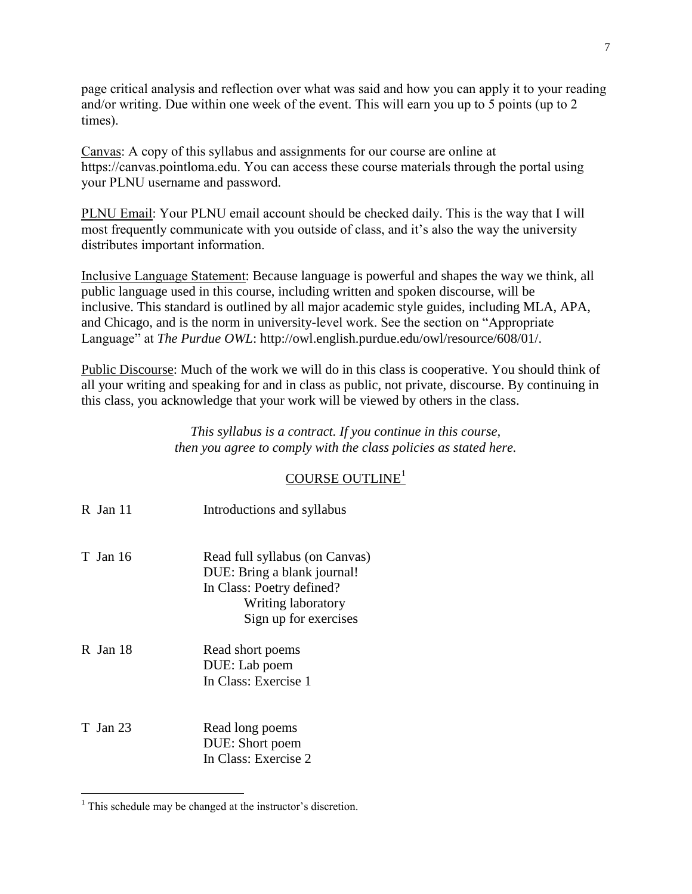page critical analysis and reflection over what was said and how you can apply it to your reading and/or writing. Due within one week of the event. This will earn you up to 5 points (up to 2 times).

Canvas: A copy of this syllabus and assignments for our course are online at https://canvas.pointloma.edu. You can access these course materials through the portal using your PLNU username and password.

PLNU Email: Your PLNU email account should be checked daily. This is the way that I will most frequently communicate with you outside of class, and it's also the way the university distributes important information.

Inclusive Language Statement: Because language is powerful and shapes the way we think, all public language used in this course, including written and spoken discourse, will be inclusive. This standard is outlined by all major academic style guides, including MLA, APA, and Chicago, and is the norm in university-level work. See the section on "Appropriate Language" at *The Purdue OWL*: http://owl.english.purdue.edu/owl/resource/608/01/.

Public Discourse: Much of the work we will do in this class is cooperative. You should think of all your writing and speaking for and in class as public, not private, discourse. By continuing in this class, you acknowledge that your work will be viewed by others in the class.

*This syllabus is a contract. If you continue in this course, then you agree to comply with the class policies as stated here.*

## COURSE OUTLINE[1]

| | |
|---|---|
| R Jan 11 | Introductions and syllabus |
| T Jan 16 | Read full syllabus (on Canvas)<br>DUE: Bring a blank journal!<br>In Class: Poetry defined?<br>Writing laboratory<br>Sign up for exercises |
| R Jan 18 | Read short poems<br>DUE: Lab poem<br>In Class: Exercise 1 |
| T Jan 23 | Read long poems<br>DUE: Short poem<br>In Class: Exercise 2 |

[1] This schedule may be changed at the instructor's discretion.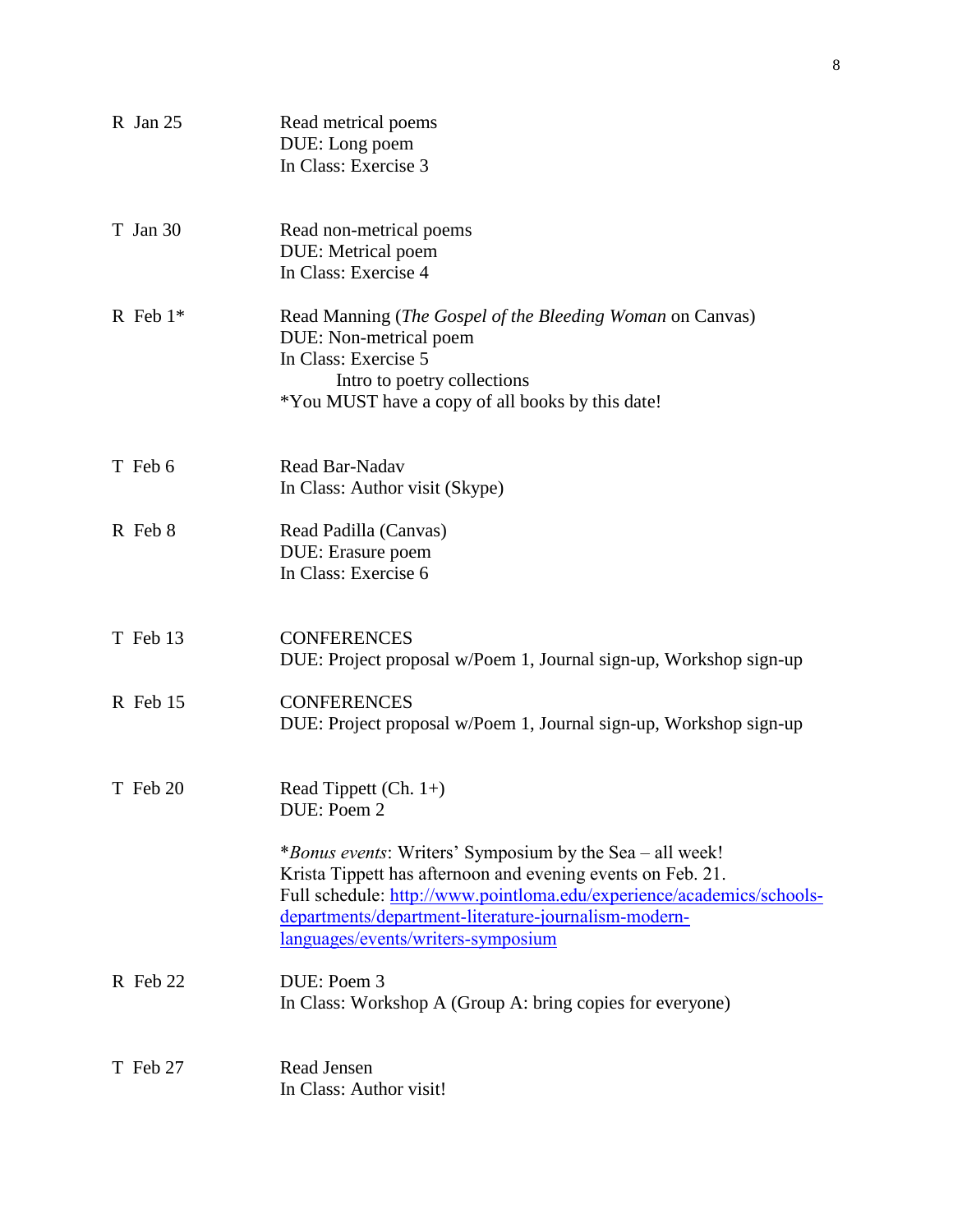| | |
|---|---|
| R Jan 25 | Read metrical poems<br>DUE: Long poem<br>In Class: Exercise 3 |
| T Jan 30 | Read non-metrical poems<br>DUE: Metrical poem<br>In Class: Exercise 4 |
| R Feb 1* | Read Manning (*The Gospel of the Bleeding Woman* on Canvas)<br>DUE: Non-metrical poem<br>In Class: Exercise 5<br>Intro to poetry collections<br>*You MUST have a copy of all books by this date! |
| T Feb 6 | Read Bar-Nadav<br>In Class: Author visit (Skype) |
| R Feb 8 | Read Padilla (Canvas)<br>DUE: Erasure poem<br>In Class: Exercise 6 |
| T Feb 13 | CONFERENCES<br>DUE: Project proposal w/Poem 1, Journal sign-up, Workshop sign-up |
| R Feb 15 | CONFERENCES<br>DUE: Project proposal w/Poem 1, Journal sign-up, Workshop sign-up |
| T Feb 20 | Read Tippett (Ch. 1+)<br>DUE: Poem 2<br><br>**Bonus events*: Writers' Symposium by the Sea – all week!<br>Krista Tippett has afternoon and evening events on Feb. 21.<br>Full schedule: http://www.pointloma.edu/experience/academics/schools-departments/department-literature-journalism-modern-languages/events/writers-symposium |
| R Feb 22 | DUE: Poem 3<br>In Class: Workshop A (Group A: bring copies for everyone) |
| T Feb 27 | Read Jensen<br>In Class: Author visit! |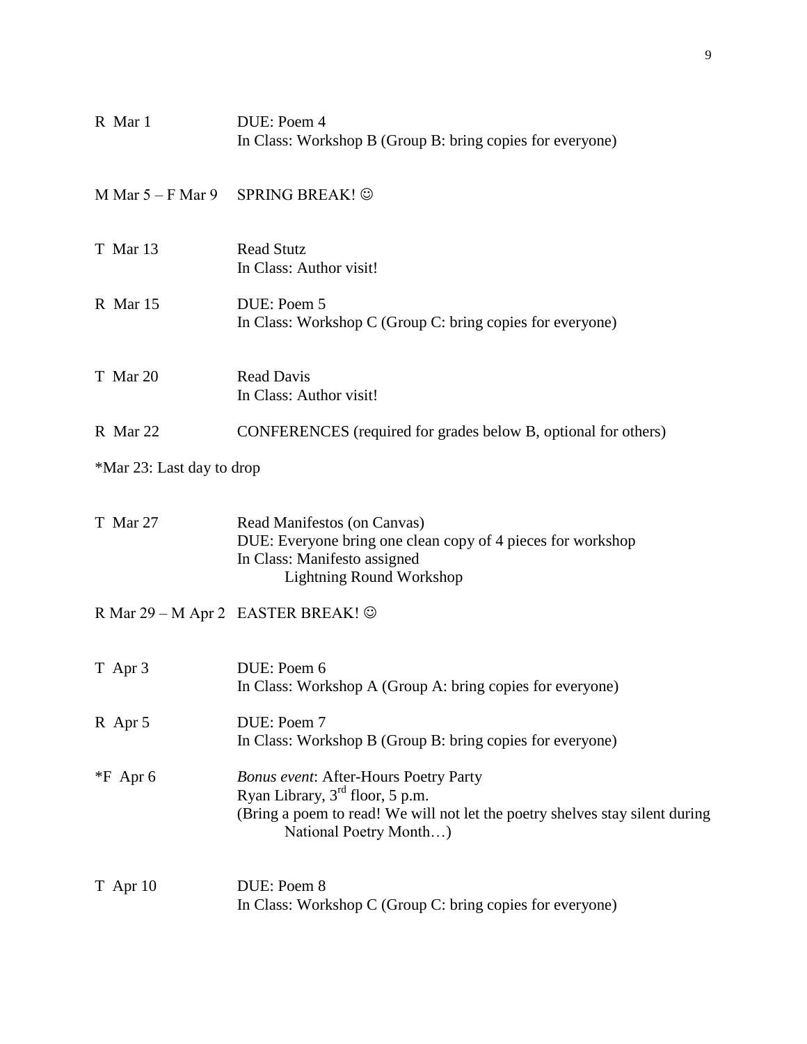| | |
|---|---|
| R Mar 1 | DUE: Poem 4<br>In Class: Workshop B (Group B: bring copies for everyone) |
| M Mar 5 – F Mar 9 | SPRING BREAK! ☺ |
| T Mar 13 | Read Stutz<br>In Class: Author visit! |
| R Mar 15 | DUE: Poem 5<br>In Class: Workshop C (Group C: bring copies for everyone) |
| T Mar 20 | Read Davis<br>In Class: Author visit! |
| R Mar 22 | CONFERENCES (required for grades below B, optional for others) |

*Mar 23: Last day to drop

| | |
|---|---|
| T Mar 27 | Read Manifestos (on Canvas)<br>DUE: Everyone bring one clean copy of 4 pieces for workshop<br>In Class: Manifesto assigned<br>Lightning Round Workshop |
| R Mar 29 – M Apr 2 | EASTER BREAK! ☺ |
| T Apr 3 | DUE: Poem 6<br>In Class: Workshop A (Group A: bring copies for everyone) |
| R Apr 5 | DUE: Poem 7<br>In Class: Workshop B (Group B: bring copies for everyone) |
| *F Apr 6 | *Bonus event*: After-Hours Poetry Party<br>Ryan Library, 3rd floor, 5 p.m.<br>(Bring a poem to read! We will not let the poetry shelves stay silent during National Poetry Month…) |
| T Apr 10 | DUE: Poem 8<br>In Class: Workshop C (Group C: bring copies for everyone) |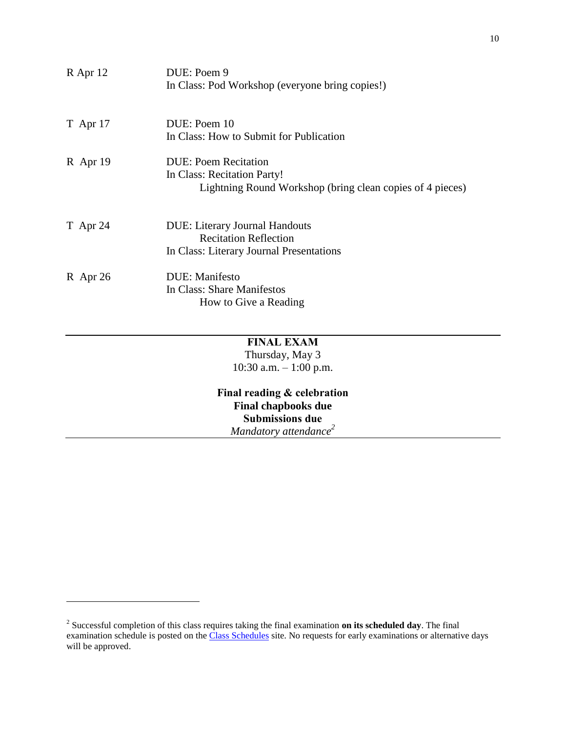| | |
|---|---|
| R Apr 12 | DUE: Poem 9<br>In Class: Pod Workshop (everyone bring copies!) |
| T Apr 17 | DUE: Poem 10<br>In Class: How to Submit for Publication |
| R Apr 19 | DUE: Poem Recitation<br>In Class: Recitation Party!<br>Lightning Round Workshop (bring clean copies of 4 pieces) |
| T Apr 24 | DUE: Literary Journal Handouts<br>Recitation Reflection<br>In Class: Literary Journal Presentations |
| R Apr 26 | DUE: Manifesto<br>In Class: Share Manifestos<br>How to Give a Reading |

---

**FINAL EXAM**

Thursday, May 3

10:30 a.m. – 1:00 p.m.

**Final reading & celebration**

**Final chapbooks due**

**Submissions due**

*Mandatory attendance*[2]

---

[2] Successful completion of this class requires taking the final examination **on its scheduled day**. The final examination schedule is posted on the Class Schedules site. No requests for early examinations or alternative days will be approved.